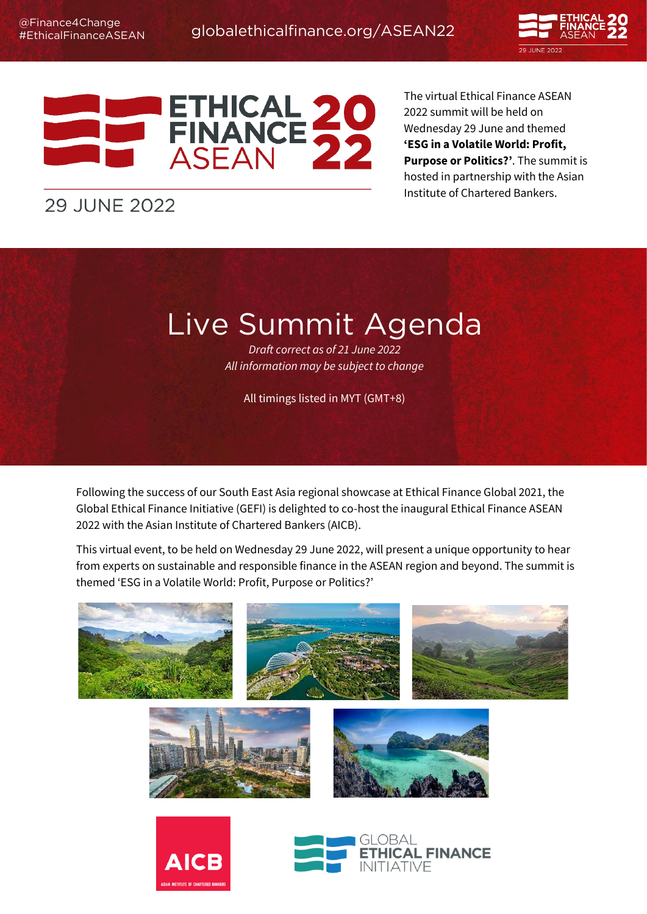@Finance4Change
#EthicalFinanceASEAN

globalethicalfinance.org/ASEAN22

# ETHICAL FINANCE ASEAN 2022

29 JUNE 2022

The virtual Ethical Finance ASEAN 2022 summit will be held on Wednesday 29 June and themed **'ESG in a Volatile World: Profit, Purpose or Politics?'**. The summit is hosted in partnership with the Asian Institute of Chartered Bankers.

# Live Summit Agenda

*Draft correct as of 21 June 2022*
*All information may be subject to change*

All timings listed in MYT (GMT+8)

Following the success of our South East Asia regional showcase at Ethical Finance Global 2021, the Global Ethical Finance Initiative (GEFI) is delighted to co-host the inaugural Ethical Finance ASEAN 2022 with the Asian Institute of Chartered Bankers (AICB).

This virtual event, to be held on Wednesday 29 June 2022, will present a unique opportunity to hear from experts on sustainable and responsible finance in the ASEAN region and beyond. The summit is themed 'ESG in a Volatile World: Profit, Purpose or Politics?'

AICB
ASIAN INSTITUTE OF CHARTERED BANKERS

GLOBAL ETHICAL FINANCE INITIATIVE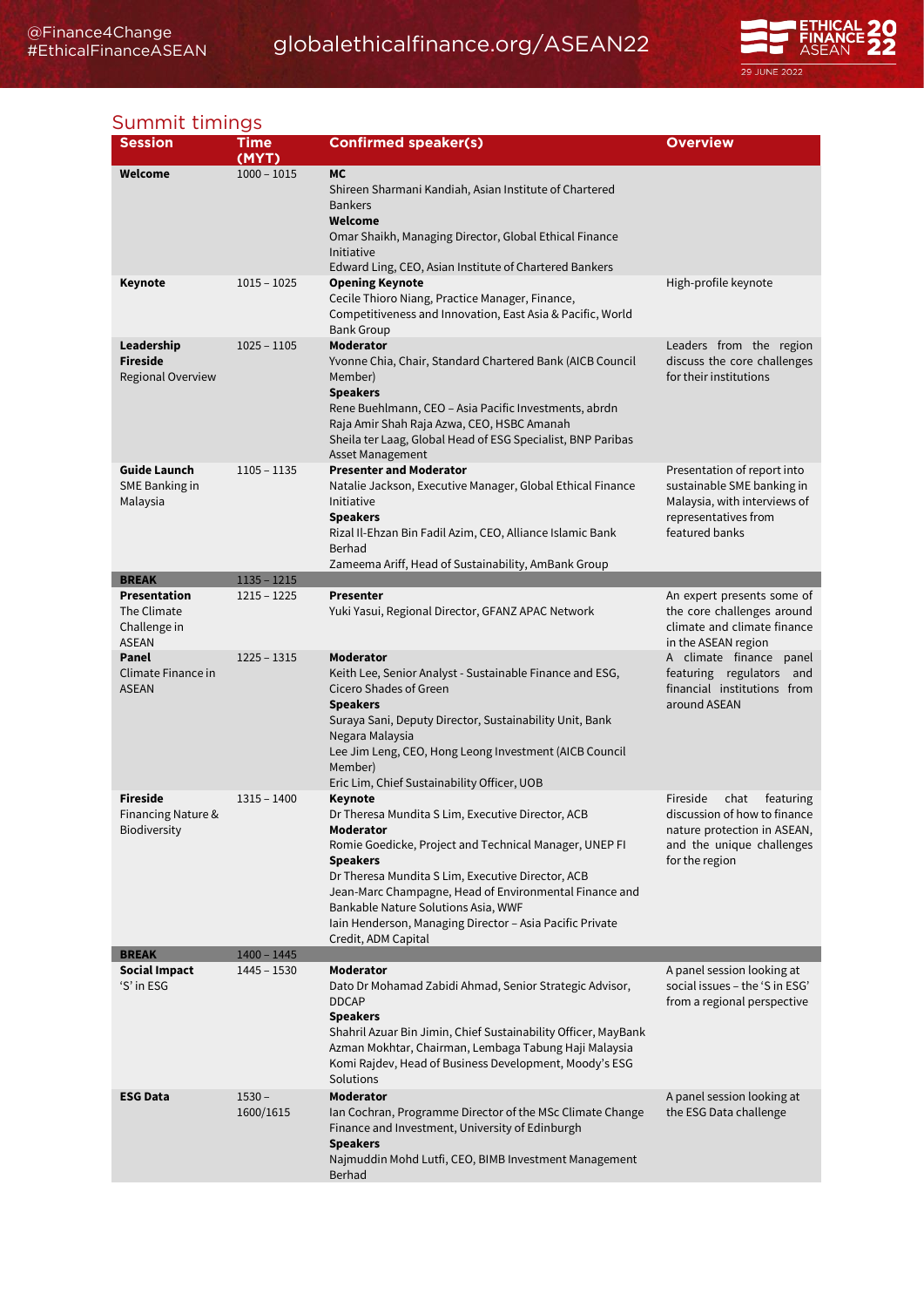## Summit timings

| Session | Time (MYT) | Confirmed speaker(s) | Overview |
|---|---|---|---|
| **Welcome** | 1000 – 1015 | **MC**<br>Shireen Sharmani Kandiah, Asian Institute of Chartered Bankers<br>**Welcome**<br>Omar Shaikh, Managing Director, Global Ethical Finance Initiative<br>Edward Ling, CEO, Asian Institute of Chartered Bankers | |
| **Keynote** | 1015 – 1025 | **Opening Keynote**<br>Cecile Thioro Niang, Practice Manager, Finance, Competitiveness and Innovation, East Asia & Pacific, World Bank Group | High-profile keynote |
| **Leadership Fireside**<br>Regional Overview | 1025 – 1105 | **Moderator**<br>Yvonne Chia, Chair, Standard Chartered Bank (AICB Council Member)<br>**Speakers**<br>Rene Buehlmann, CEO – Asia Pacific Investments, abrdn<br>Raja Amir Shah Raja Azwa, CEO, HSBC Amanah<br>Sheila ter Laag, Global Head of ESG Specialist, BNP Paribas Asset Management | Leaders from the region discuss the core challenges for their institutions |
| **Guide Launch**<br>SME Banking in Malaysia | 1105 – 1135 | **Presenter and Moderator**<br>Natalie Jackson, Executive Manager, Global Ethical Finance Initiative<br>**Speakers**<br>Rizal Il-Ehzan Bin Fadil Azim, CEO, Alliance Islamic Bank Berhad<br>Zameema Ariff, Head of Sustainability, AmBank Group | Presentation of report into sustainable SME banking in Malaysia, with interviews of representatives from featured banks |
| **BREAK** | 1135 – 1215 | | |
| **Presentation**<br>The Climate Challenge in ASEAN | 1215 – 1225 | **Presenter**<br>Yuki Yasui, Regional Director, GFANZ APAC Network | An expert presents some of the core challenges around climate and climate finance in the ASEAN region |
| **Panel**<br>Climate Finance in ASEAN | 1225 – 1315 | **Moderator**<br>Keith Lee, Senior Analyst - Sustainable Finance and ESG, Cicero Shades of Green<br>**Speakers**<br>Suraya Sani, Deputy Director, Sustainability Unit, Bank Negara Malaysia<br>Lee Jim Leng, CEO, Hong Leong Investment (AICB Council Member)<br>Eric Lim, Chief Sustainability Officer, UOB | A climate finance panel featuring regulators and financial institutions from around ASEAN |
| **Fireside**<br>Financing Nature & Biodiversity | 1315 – 1400 | **Keynote**<br>Dr Theresa Mundita S Lim, Executive Director, ACB<br>**Moderator**<br>Romie Goedicke, Project and Technical Manager, UNEP FI<br>**Speakers**<br>Dr Theresa Mundita S Lim, Executive Director, ACB<br>Jean-Marc Champagne, Head of Environmental Finance and Bankable Nature Solutions Asia, WWF<br>Iain Henderson, Managing Director – Asia Pacific Private Credit, ADM Capital | Fireside chat featuring discussion of how to finance nature protection in ASEAN, and the unique challenges for the region |
| **BREAK** | 1400 – 1445 | | |
| **Social Impact**<br>'S' in ESG | 1445 – 1530 | **Moderator**<br>Dato Dr Mohamad Zabidi Ahmad, Senior Strategic Advisor, DDCAP<br>**Speakers**<br>Shahril Azuar Bin Jimin, Chief Sustainability Officer, MayBank<br>Azman Mokhtar, Chairman, Lembaga Tabung Haji Malaysia<br>Komi Rajdev, Head of Business Development, Moody's ESG Solutions | A panel session looking at social issues – the 'S in ESG' from a regional perspective |
| **ESG Data** | 1530 – 1600/1615 | **Moderator**<br>Ian Cochran, Programme Director of the MSc Climate Change Finance and Investment, University of Edinburgh<br>**Speakers**<br>Najmuddin Mohd Lutfi, CEO, BIMB Investment Management Berhad | A panel session looking at the ESG Data challenge |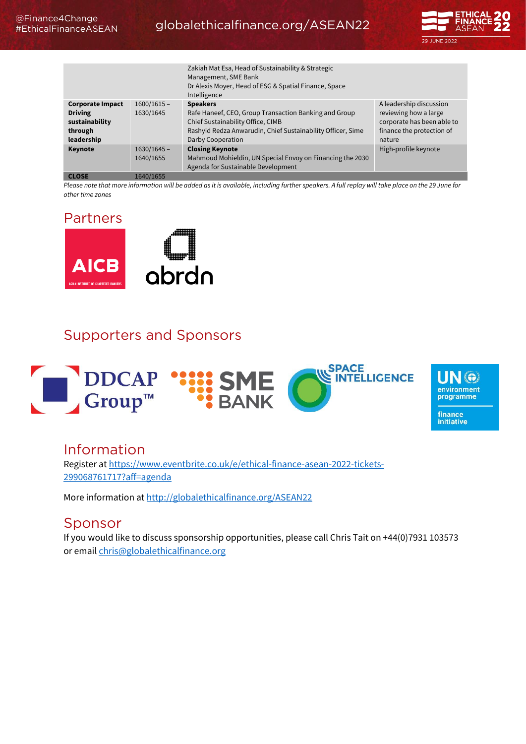| | | | |
|---|---|---|---|
| | | Zakiah Mat Esa, Head of Sustainability & Strategic Management, SME Bank<br>Dr Alexis Moyer, Head of ESG & Spatial Finance, Space Intelligence | |
| **Corporate Impact Driving sustainability through leadership** | 1600/1615 – 1630/1645 | **Speakers**<br>Rafe Haneef, CEO, Group Transaction Banking and Group Chief Sustainability Office, CIMB<br>Rashyid Redza Anwarudin, Chief Sustainability Officer, Sime Darby Cooperation | A leadership discussion reviewing how a large corporate has been able to finance the protection of nature |
| **Keynote** | 1630/1645 – 1640/1655 | **Closing Keynote**<br>Mahmoud Mohieldin, UN Special Envoy on Financing the 2030 Agenda for Sustainable Development | High-profile keynote |
| **CLOSE** | 1640/1655 | | |

*Please note that more information will be added as it is available, including further speakers. A full replay will take place on the 29 June for other time zones*

## Partners

AICB ASIAN INSTITUTE OF CHARTERED BANKERS

abrdn

## Supporters and Sponsors

DDCAP Group™

SME BANK

SPACE INTELLIGENCE

UN environment programme finance initiative

## Information

Register at https://www.eventbrite.co.uk/e/ethical-finance-asean-2022-tickets-299068761717?aff=agenda

More information at http://globalethicalfinance.org/ASEAN22

## Sponsor

If you would like to discuss sponsorship opportunities, please call Chris Tait on +44(0)7931 103573 or email chris@globalethicalfinance.org